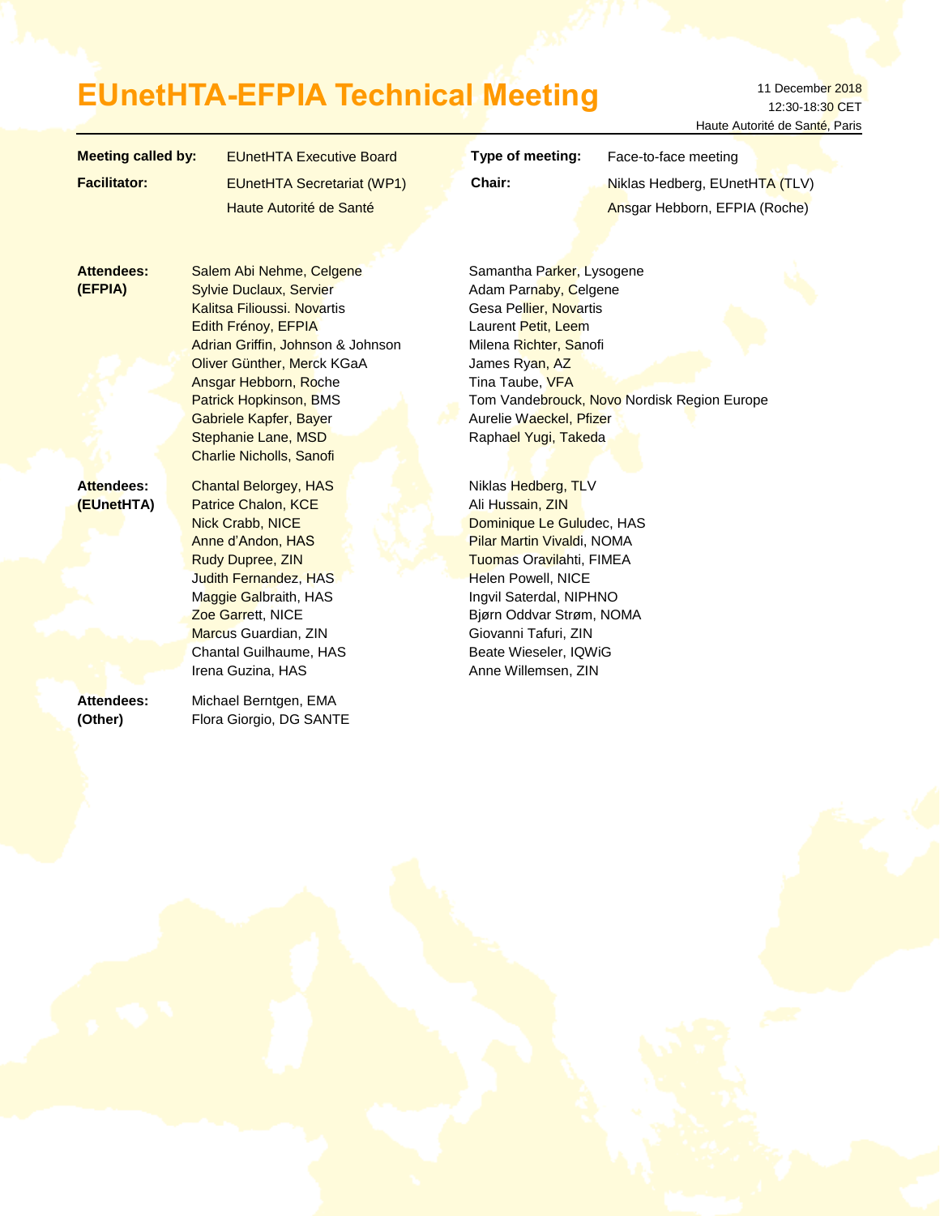# EUnetHTA-EFPIA Technical Meeting

11 December 2018
12:30-18:30 CET
Haute Autorité de Santé, Paris

| | | | |
|---|---|---|---|
| **Meeting called by:** | EUnetHTA Executive Board | **Type of meeting:** | Face-to-face meeting |
| **Facilitator:** | EUnetHTA Secretariat (WP1)<br>Haute Autorité de Santé | **Chair:** | Niklas Hedberg, EUnetHTA (TLV)<br>Ansgar Hebborn, EFPIA (Roche) |

**Attendees: (EFPIA)**

Salem Abi Nehme, Celgene
Sylvie Duclaux, Servier
Kalitsa Filioussi. Novartis
Edith Frénoy, EFPIA
Adrian Griffin, Johnson & Johnson
Oliver Günther, Merck KGaA
Ansgar Hebborn, Roche
Patrick Hopkinson, BMS
Gabriele Kapfer, Bayer
Stephanie Lane, MSD
Charlie Nicholls, Sanofi
Samantha Parker, Lysogene
Adam Parnaby, Celgene
Gesa Pellier, Novartis
Laurent Petit, Leem
Milena Richter, Sanofi
James Ryan, AZ
Tina Taube, VFA
Tom Vandebrouck, Novo Nordisk Region Europe
Aurelie Waeckel, Pfizer
Raphael Yugi, Takeda

**Attendees: (EUnetHTA)**

Chantal Belorgey, HAS
Patrice Chalon, KCE
Nick Crabb, NICE
Anne d'Andon, HAS
Rudy Dupree, ZIN
Judith Fernandez, HAS
Maggie Galbraith, HAS
Zoe Garrett, NICE
Marcus Guardian, ZIN
Chantal Guilhaume, HAS
Irena Guzina, HAS
Niklas Hedberg, TLV
Ali Hussain, ZIN
Dominique Le Guludec, HAS
Pilar Martin Vivaldi, NOMA
Tuomas Oravilahti, FIMEA
Helen Powell, NICE
Ingvil Saterdal, NIPHNO
Bjørn Oddvar Strøm, NOMA
Giovanni Tafuri, ZIN
Beate Wieseler, IQWiG
Anne Willemsen, ZIN

**Attendees: (Other)**

Michael Berntgen, EMA
Flora Giorgio, DG SANTE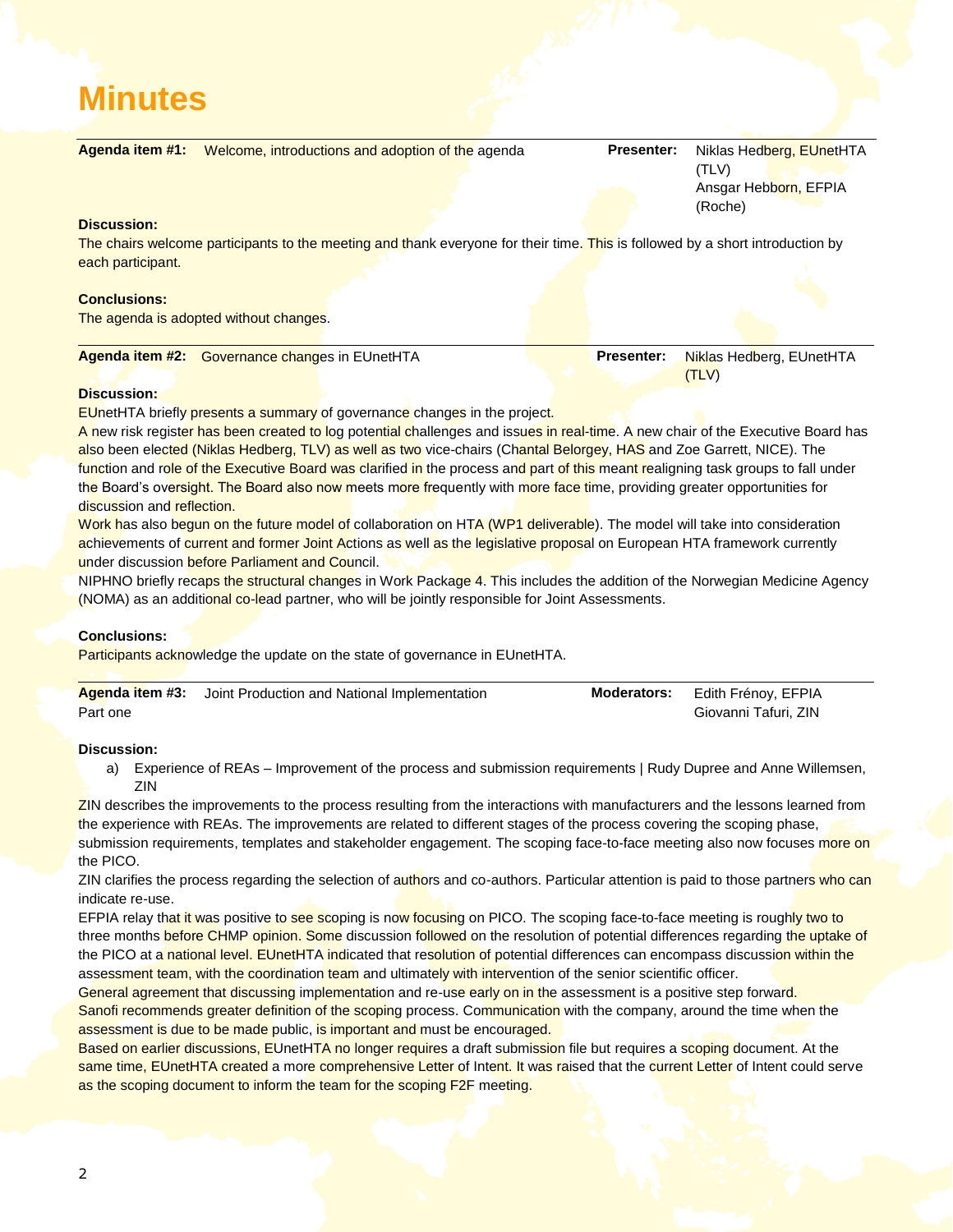# Minutes

**Agenda item #1:** Welcome, introductions and adoption of the agenda — **Presenter:** Niklas Hedberg, EUnetHTA (TLV); Ansgar Hebborn, EFPIA (Roche)

**Discussion:**

The chairs welcome participants to the meeting and thank everyone for their time. This is followed by a short introduction by each participant.

**Conclusions:**

The agenda is adopted without changes.

---

**Agenda item #2:** Governance changes in EUnetHTA — **Presenter:** Niklas Hedberg, EUnetHTA (TLV)

**Discussion:**

EUnetHTA briefly presents a summary of governance changes in the project.

A new risk register has been created to log potential challenges and issues in real-time. A new chair of the Executive Board has also been elected (Niklas Hedberg, TLV) as well as two vice-chairs (Chantal Belorgey, HAS and Zoe Garrett, NICE). The function and role of the Executive Board was clarified in the process and part of this meant realigning task groups to fall under the Board's oversight. The Board also now meets more frequently with more face time, providing greater opportunities for discussion and reflection.

Work has also begun on the future model of collaboration on HTA (WP1 deliverable). The model will take into consideration achievements of current and former Joint Actions as well as the legislative proposal on European HTA framework currently under discussion before Parliament and Council.

NIPHNO briefly recaps the structural changes in Work Package 4. This includes the addition of the Norwegian Medicine Agency (NOMA) as an additional co-lead partner, who will be jointly responsible for Joint Assessments.

**Conclusions:**

Participants acknowledge the update on the state of governance in EUnetHTA.

---

**Agenda item #3:** Joint Production and National Implementation Part one — **Moderators:** Edith Frénoy, EFPIA; Giovanni Tafuri, ZIN

**Discussion:**

a) Experience of REAs – Improvement of the process and submission requirements | Rudy Dupree and Anne Willemsen, ZIN

ZIN describes the improvements to the process resulting from the interactions with manufacturers and the lessons learned from the experience with REAs. The improvements are related to different stages of the process covering the scoping phase, submission requirements, templates and stakeholder engagement. The scoping face-to-face meeting also now focuses more on the PICO.

ZIN clarifies the process regarding the selection of authors and co-authors. Particular attention is paid to those partners who can indicate re-use.

EFPIA relay that it was positive to see scoping is now focusing on PICO. The scoping face-to-face meeting is roughly two to three months before CHMP opinion. Some discussion followed on the resolution of potential differences regarding the uptake of the PICO at a national level. EUnetHTA indicated that resolution of potential differences can encompass discussion within the assessment team, with the coordination team and ultimately with intervention of the senior scientific officer.

General agreement that discussing implementation and re-use early on in the assessment is a positive step forward.

Sanofi recommends greater definition of the scoping process. Communication with the company, around the time when the assessment is due to be made public, is important and must be encouraged.

Based on earlier discussions, EUnetHTA no longer requires a draft submission file but requires a scoping document. At the same time, EUnetHTA created a more comprehensive Letter of Intent. It was raised that the current Letter of Intent could serve as the scoping document to inform the team for the scoping F2F meeting.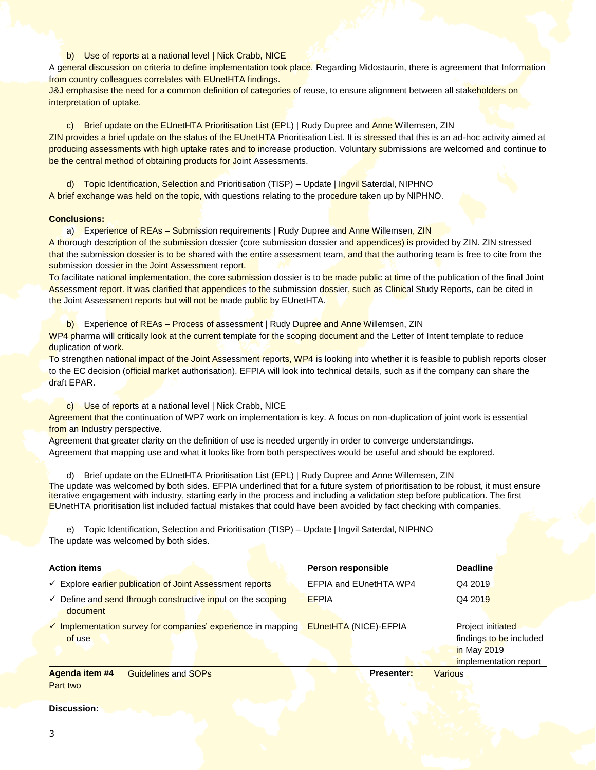b) Use of reports at a national level | Nick Crabb, NICE

A general discussion on criteria to define implementation took place. Regarding Midostaurin, there is agreement that Information from country colleagues correlates with EUnetHTA findings.

J&J emphasise the need for a common definition of categories of reuse, to ensure alignment between all stakeholders on interpretation of uptake.

c) Brief update on the EUnetHTA Prioritisation List (EPL) | Rudy Dupree and Anne Willemsen, ZIN

ZIN provides a brief update on the status of the EUnetHTA Prioritisation List. It is stressed that this is an ad-hoc activity aimed at producing assessments with high uptake rates and to increase production. Voluntary submissions are welcomed and continue to be the central method of obtaining products for Joint Assessments.

d) Topic Identification, Selection and Prioritisation (TISP) – Update | Ingvil Saterdal, NIPHNO

A brief exchange was held on the topic, with questions relating to the procedure taken up by NIPHNO.

**Conclusions:**

a) Experience of REAs – Submission requirements | Rudy Dupree and Anne Willemsen, ZIN

A thorough description of the submission dossier (core submission dossier and appendices) is provided by ZIN. ZIN stressed that the submission dossier is to be shared with the entire assessment team, and that the authoring team is free to cite from the submission dossier in the Joint Assessment report.

To facilitate national implementation, the core submission dossier is to be made public at time of the publication of the final Joint Assessment report. It was clarified that appendices to the submission dossier, such as Clinical Study Reports, can be cited in the Joint Assessment reports but will not be made public by EUnetHTA.

b) Experience of REAs – Process of assessment | Rudy Dupree and Anne Willemsen, ZIN

WP4 pharma will critically look at the current template for the scoping document and the Letter of Intent template to reduce duplication of work.

To strengthen national impact of the Joint Assessment reports, WP4 is looking into whether it is feasible to publish reports closer to the EC decision (official market authorisation). EFPIA will look into technical details, such as if the company can share the draft EPAR.

c) Use of reports at a national level | Nick Crabb, NICE

Agreement that the continuation of WP7 work on implementation is key. A focus on non-duplication of joint work is essential from an Industry perspective.

Agreement that greater clarity on the definition of use is needed urgently in order to converge understandings.

Agreement that mapping use and what it looks like from both perspectives would be useful and should be explored.

d) Brief update on the EUnetHTA Prioritisation List (EPL) | Rudy Dupree and Anne Willemsen, ZIN

The update was welcomed by both sides. EFPIA underlined that for a future system of prioritisation to be robust, it must ensure iterative engagement with industry, starting early in the process and including a validation step before publication. The first EUnetHTA prioritisation list included factual mistakes that could have been avoided by fact checking with companies.

e) Topic Identification, Selection and Prioritisation (TISP) – Update | Ingvil Saterdal, NIPHNO

The update was welcomed by both sides.

| Action items | Person responsible | Deadline |
|---|---|---|
| ✓ Explore earlier publication of Joint Assessment reports | EFPIA and EUnetHTA WP4 | Q4 2019 |
| ✓ Define and send through constructive input on the scoping document | EFPIA | Q4 2019 |
| ✓ Implementation survey for companies' experience in mapping of use | EUnetHTA (NICE)-EFPIA | Project initiated findings to be included in May 2019 implementation report |

**Agenda item #4** Guidelines and SOPs **Presenter:** Various

Part two

**Discussion:**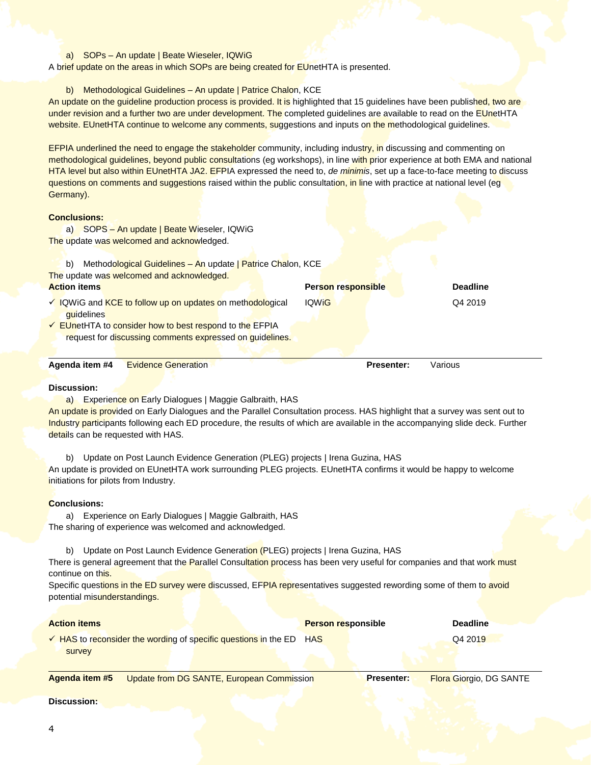a) SOPs – An update | Beate Wieseler, IQWiG

A brief update on the areas in which SOPs are being created for EUnetHTA is presented.

b) Methodological Guidelines – An update | Patrice Chalon, KCE

An update on the guideline production process is provided. It is highlighted that 15 guidelines have been published, two are under revision and a further two are under development. The completed guidelines are available to read on the EUnetHTA website. EUnetHTA continue to welcome any comments, suggestions and inputs on the methodological guidelines.

EFPIA underlined the need to engage the stakeholder community, including industry, in discussing and commenting on methodological guidelines, beyond public consultations (eg workshops), in line with prior experience at both EMA and national HTA level but also within EUnetHTA JA2. EFPIA expressed the need to, *de minimis*, set up a face-to-face meeting to discuss questions on comments and suggestions raised within the public consultation, in line with practice at national level (eg Germany).

**Conclusions:**

a) SOPS – An update | Beate Wieseler, IQWiG

The update was welcomed and acknowledged.

b) Methodological Guidelines – An update | Patrice Chalon, KCE

The update was welcomed and acknowledged.

| Action items | Person responsible | Deadline |
|---|---|---|
| ✓ IQWiG and KCE to follow up on updates on methodological guidelines | IQWiG | Q4 2019 |
| ✓ EUnetHTA to consider how to best respond to the EFPIA request for discussing comments expressed on guidelines. | | |

| **Agenda item #4** | Evidence Generation | **Presenter:** | Various |
|---|---|---|---|

**Discussion:**

a) Experience on Early Dialogues | Maggie Galbraith, HAS

An update is provided on Early Dialogues and the Parallel Consultation process. HAS highlight that a survey was sent out to Industry participants following each ED procedure, the results of which are available in the accompanying slide deck. Further details can be requested with HAS.

b) Update on Post Launch Evidence Generation (PLEG) projects | Irena Guzina, HAS

An update is provided on EUnetHTA work surrounding PLEG projects. EUnetHTA confirms it would be happy to welcome initiations for pilots from Industry.

**Conclusions:**

a) Experience on Early Dialogues | Maggie Galbraith, HAS

The sharing of experience was welcomed and acknowledged.

b) Update on Post Launch Evidence Generation (PLEG) projects | Irena Guzina, HAS

There is general agreement that the Parallel Consultation process has been very useful for companies and that work must continue on this.

Specific questions in the ED survey were discussed, EFPIA representatives suggested rewording some of them to avoid potential misunderstandings.

| Action items | Person responsible | Deadline |
|---|---|---|
| ✓ HAS to reconsider the wording of specific questions in the ED survey | HAS | Q4 2019 |

| **Agenda item #5** | Update from DG SANTE, European Commission | **Presenter:** | Flora Giorgio, DG SANTE |
|---|---|---|---|

**Discussion:**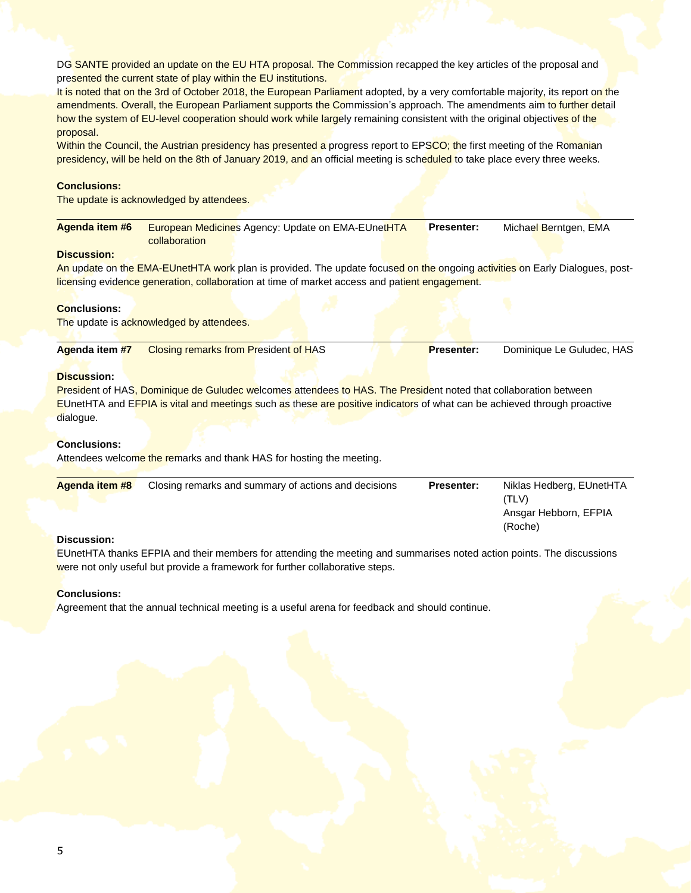DG SANTE provided an update on the EU HTA proposal. The Commission recapped the key articles of the proposal and presented the current state of play within the EU institutions.

It is noted that on the 3rd of October 2018, the European Parliament adopted, by a very comfortable majority, its report on the amendments. Overall, the European Parliament supports the Commission's approach. The amendments aim to further detail how the system of EU-level cooperation should work while largely remaining consistent with the original objectives of the proposal.

Within the Council, the Austrian presidency has presented a progress report to EPSCO; the first meeting of the Romanian presidency, will be held on the 8th of January 2019, and an official meeting is scheduled to take place every three weeks.

**Conclusions:**

The update is acknowledged by attendees.

| | | | |
|---|---|---|---|
| **Agenda item #6** | European Medicines Agency: Update on EMA-EUnetHTA collaboration | **Presenter:** | Michael Berntgen, EMA |

**Discussion:**

An update on the EMA-EUnetHTA work plan is provided. The update focused on the ongoing activities on Early Dialogues, post-licensing evidence generation, collaboration at time of market access and patient engagement.

**Conclusions:**

The update is acknowledged by attendees.

| | | | |
|---|---|---|---|
| **Agenda item #7** | Closing remarks from President of HAS | **Presenter:** | Dominique Le Guludec, HAS |

**Discussion:**

President of HAS, Dominique de Guludec welcomes attendees to HAS. The President noted that collaboration between EUnetHTA and EFPIA is vital and meetings such as these are positive indicators of what can be achieved through proactive dialogue.

**Conclusions:**

Attendees welcome the remarks and thank HAS for hosting the meeting.

| | | | |
|---|---|---|---|
| **Agenda item #8** | Closing remarks and summary of actions and decisions | **Presenter:** | Niklas Hedberg, EUnetHTA (TLV)<br>Ansgar Hebborn, EFPIA (Roche) |

**Discussion:**

EUnetHTA thanks EFPIA and their members for attending the meeting and summarises noted action points. The discussions were not only useful but provide a framework for further collaborative steps.

**Conclusions:**

Agreement that the annual technical meeting is a useful arena for feedback and should continue.